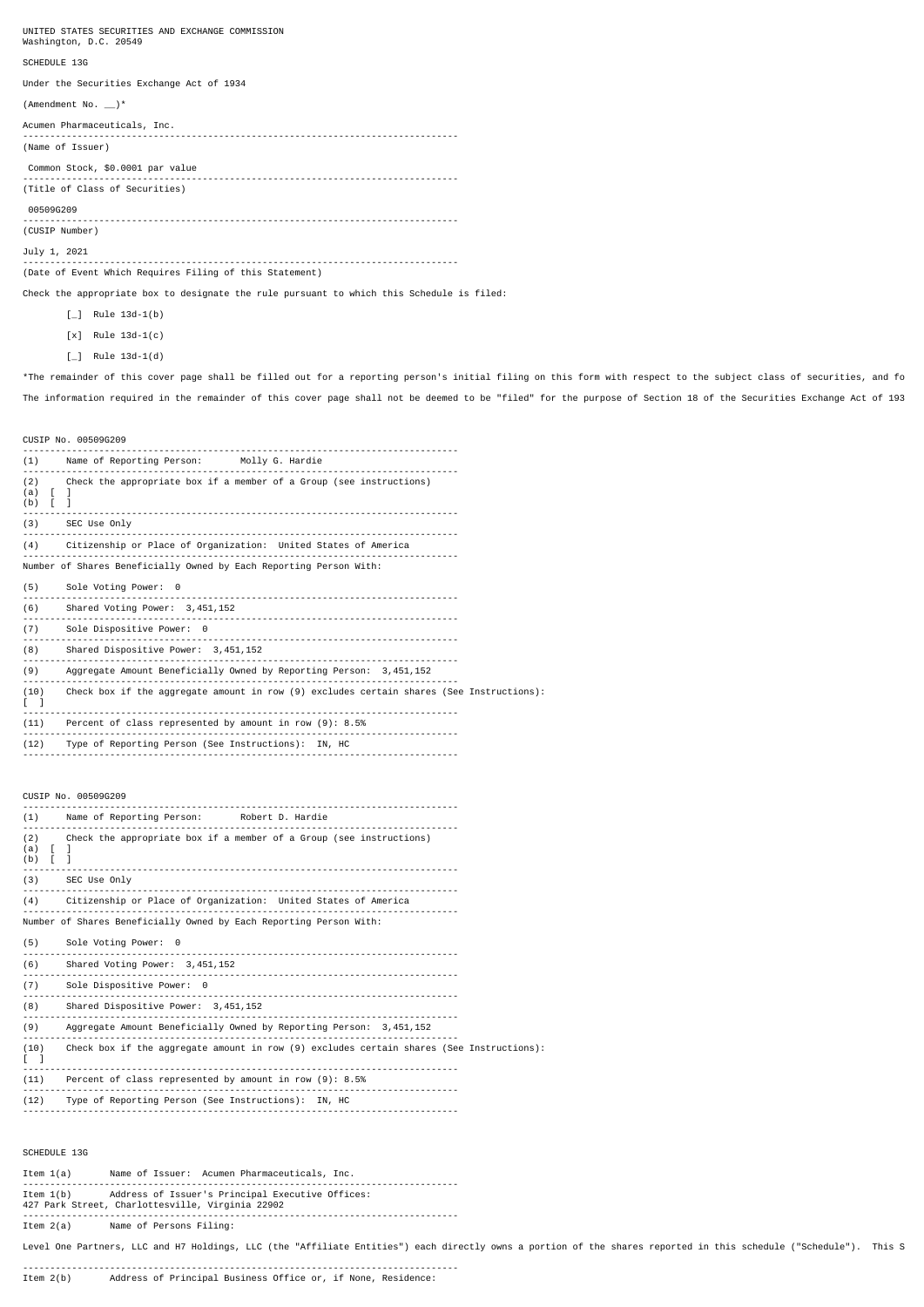UNITED STATES SECURITIES AND EXCHANGE COMMISSION
Washington, D.C. 20549

# SCHEDULE 13G

Under the Securities Exchange Act of 1934

(Amendment No. __)*

Acumen Pharmaceuticals, Inc.

(Name of Issuer)

Common Stock, $0.0001 par value

(Title of Class of Securities)

00509G209

(CUSIP Number)

July 1, 2021

(Date of Event Which Requires Filing of this Statement)

Check the appropriate box to designate the rule pursuant to which this Schedule is filed:

[_] Rule 13d-1(b)

[x] Rule 13d-1(c)

[_] Rule 13d-1(d)

*The remainder of this cover page shall be filled out for a reporting person's initial filing on this form with respect to the subject class of securities, and fo

The information required in the remainder of this cover page shall not be deemed to be "filed" for the purpose of Section 18 of the Securities Exchange Act of 193

CUSIP No. 00509G209

(1) Name of Reporting Person: Molly G. Hardie

(2) Check the appropriate box if a member of a Group (see instructions)
(a) [ ]
(b) [ ]

(3) SEC Use Only

(4) Citizenship or Place of Organization: United States of America

Number of Shares Beneficially Owned by Each Reporting Person With:

(5) Sole Voting Power: 0

(6) Shared Voting Power: 3,451,152

(7) Sole Dispositive Power: 0

(8) Shared Dispositive Power: 3,451,152

(9) Aggregate Amount Beneficially Owned by Reporting Person: 3,451,152

(10) Check box if the aggregate amount in row (9) excludes certain shares (See Instructions):
[ ]

(11) Percent of class represented by amount in row (9): 8.5%

(12) Type of Reporting Person (See Instructions): IN, HC

CUSIP No. 00509G209

(1) Name of Reporting Person: Robert D. Hardie

(2) Check the appropriate box if a member of a Group (see instructions)
(a) [ ]
(b) [ ]

(3) SEC Use Only

(4) Citizenship or Place of Organization: United States of America

Number of Shares Beneficially Owned by Each Reporting Person With:

(5) Sole Voting Power: 0

(6) Shared Voting Power: 3,451,152

(7) Sole Dispositive Power: 0

(8) Shared Dispositive Power: 3,451,152

(9) Aggregate Amount Beneficially Owned by Reporting Person: 3,451,152

(10) Check box if the aggregate amount in row (9) excludes certain shares (See Instructions):
[ ]

(11) Percent of class represented by amount in row (9): 8.5%

(12) Type of Reporting Person (See Instructions): IN, HC

## SCHEDULE 13G

Item 1(a) Name of Issuer: Acumen Pharmaceuticals, Inc.

Item 1(b) Address of Issuer's Principal Executive Offices:
427 Park Street, Charlottesville, Virginia 22902

Item 2(a) Name of Persons Filing:

Level One Partners, LLC and H7 Holdings, LLC (the "Affiliate Entities") each directly owns a portion of the shares reported in this schedule ("Schedule"). This S

Item 2(b) Address of Principal Business Office or, if None, Residence: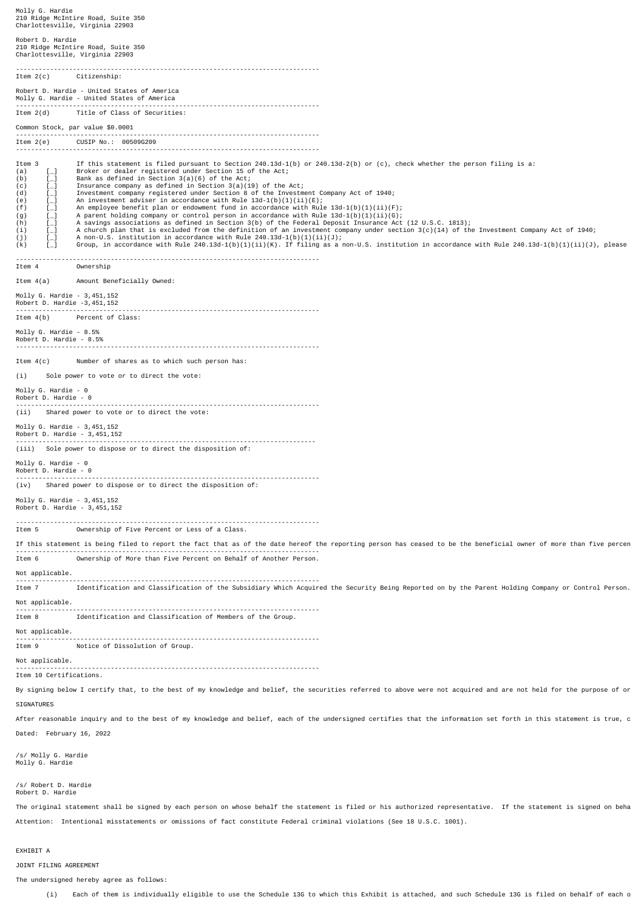Molly G. Hardie
210 Ridge McIntire Road, Suite 350
Charlottesville, Virginia 22903

Robert D. Hardie
210 Ridge McIntire Road, Suite 350
Charlottesville, Virginia 22903

---

Item 2(c) Citizenship:

Robert D. Hardie - United States of America
Molly G. Hardie - United States of America

---

Item 2(d) Title of Class of Securities:

Common Stock, par value $0.0001

---

Item 2(e) CUSIP No.: 00509G209

---

Item 3 If this statement is filed pursuant to Section 240.13d-1(b) or 240.13d-2(b) or (c), check whether the person filing is a:

(a) [_] Broker or dealer registered under Section 15 of the Act;
(b) [_] Bank as defined in Section 3(a)(6) of the Act;
(c) [_] Insurance company as defined in Section 3(a)(19) of the Act;
(d) [_] Investment company registered under Section 8 of the Investment Company Act of 1940;
(e) [_] An investment adviser in accordance with Rule 13d-1(b)(1)(ii)(E);
(f) [_] An employee benefit plan or endowment fund in accordance with Rule 13d-1(b)(1)(ii)(F);
(g) [_] A parent holding company or control person in accordance with Rule 13d-1(b)(1)(ii)(G);
(h) [_] A savings associations as defined in Section 3(b) of the Federal Deposit Insurance Act (12 U.S.C. 1813);
(i) [_] A church plan that is excluded from the definition of an investment company under section 3(c)(14) of the Investment Company Act of 1940;
(j) [_] A non-U.S. institution in accordance with Rule 240.13d-1(b)(1)(ii)(J);
(k) [_] Group, in accordance with Rule 240.13d-1(b)(1)(ii)(K). If filing as a non-U.S. institution in accordance with Rule 240.13d-1(b)(1)(ii)(J), please

---

Item 4 Ownership

Item 4(a) Amount Beneficially Owned:

Molly G. Hardie - 3,451,152
Robert D. Hardie -3,451,152

---

Item 4(b) Percent of Class:

Molly G. Hardie - 8.5%
Robert D. Hardie - 8.5%

---

Item 4(c) Number of shares as to which such person has:

(i) Sole power to vote or to direct the vote:

Molly G. Hardie - 0
Robert D. Hardie - 0

---

(ii) Shared power to vote or to direct the vote:

Molly G. Hardie - 3,451,152
Robert D. Hardie - 3,451,152

---

(iii) Sole power to dispose or to direct the disposition of:

Molly G. Hardie - 0
Robert D. Hardie - 0

---

(iv) Shared power to dispose or to direct the disposition of:

Molly G. Hardie - 3,451,152
Robert D. Hardie - 3,451,152

---

Item 5 Ownership of Five Percent or Less of a Class.

If this statement is being filed to report the fact that as of the date hereof the reporting person has ceased to be the beneficial owner of more than five percen

---

Item 6 Ownership of More than Five Percent on Behalf of Another Person.

Not applicable.

---

Item 7 Identification and Classification of the Subsidiary Which Acquired the Security Being Reported on by the Parent Holding Company or Control Person.

Not applicable.

---

Item 8 Identification and Classification of Members of the Group.

Not applicable.

---

Item 9 Notice of Dissolution of Group.

Not applicable.

---

Item 10 Certifications.

By signing below I certify that, to the best of my knowledge and belief, the securities referred to above were not acquired and are not held for the purpose of or

SIGNATURES

After reasonable inquiry and to the best of my knowledge and belief, each of the undersigned certifies that the information set forth in this statement is true, c

Dated: February 16, 2022

/s/ Molly G. Hardie
Molly G. Hardie

/s/ Robert D. Hardie
Robert D. Hardie

The original statement shall be signed by each person on whose behalf the statement is filed or his authorized representative. If the statement is signed on beha

Attention: Intentional misstatements or omissions of fact constitute Federal criminal violations (See 18 U.S.C. 1001).

EXHIBIT A

JOINT FILING AGREEMENT

The undersigned hereby agree as follows:

(i) Each of them is individually eligible to use the Schedule 13G to which this Exhibit is attached, and such Schedule 13G is filed on behalf of each o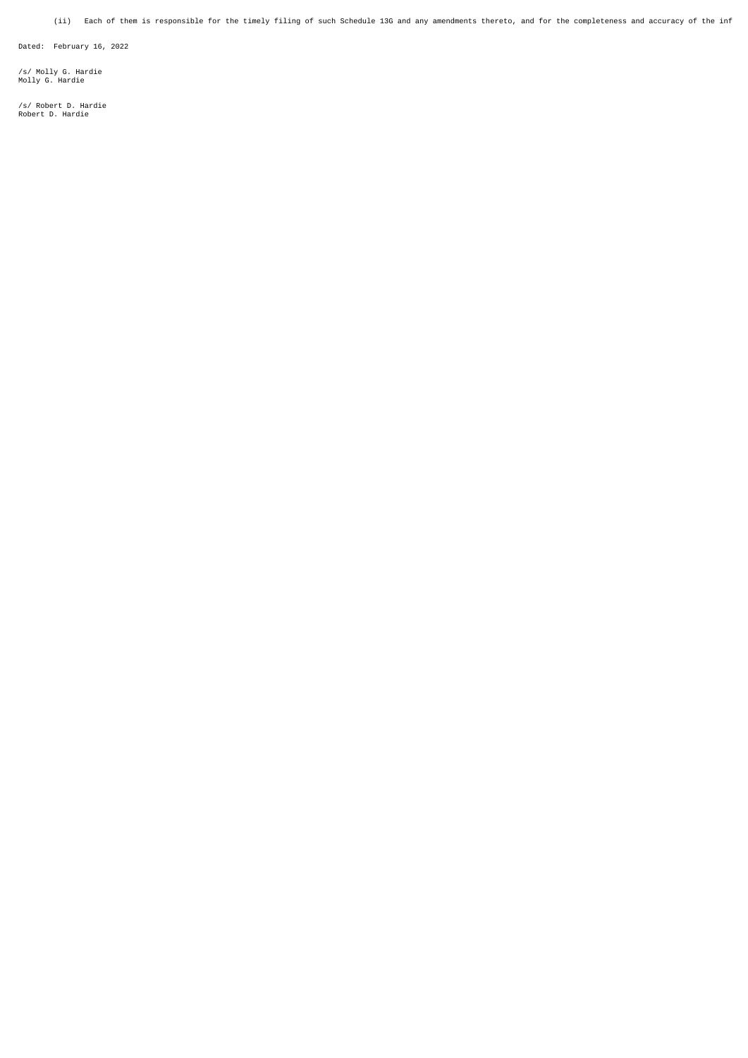(ii) Each of them is responsible for the timely filing of such Schedule 13G and any amendments thereto, and for the completeness and accuracy of the inf

Dated: February 16, 2022

/s/ Molly G. Hardie
Molly G. Hardie

/s/ Robert D. Hardie
Robert D. Hardie